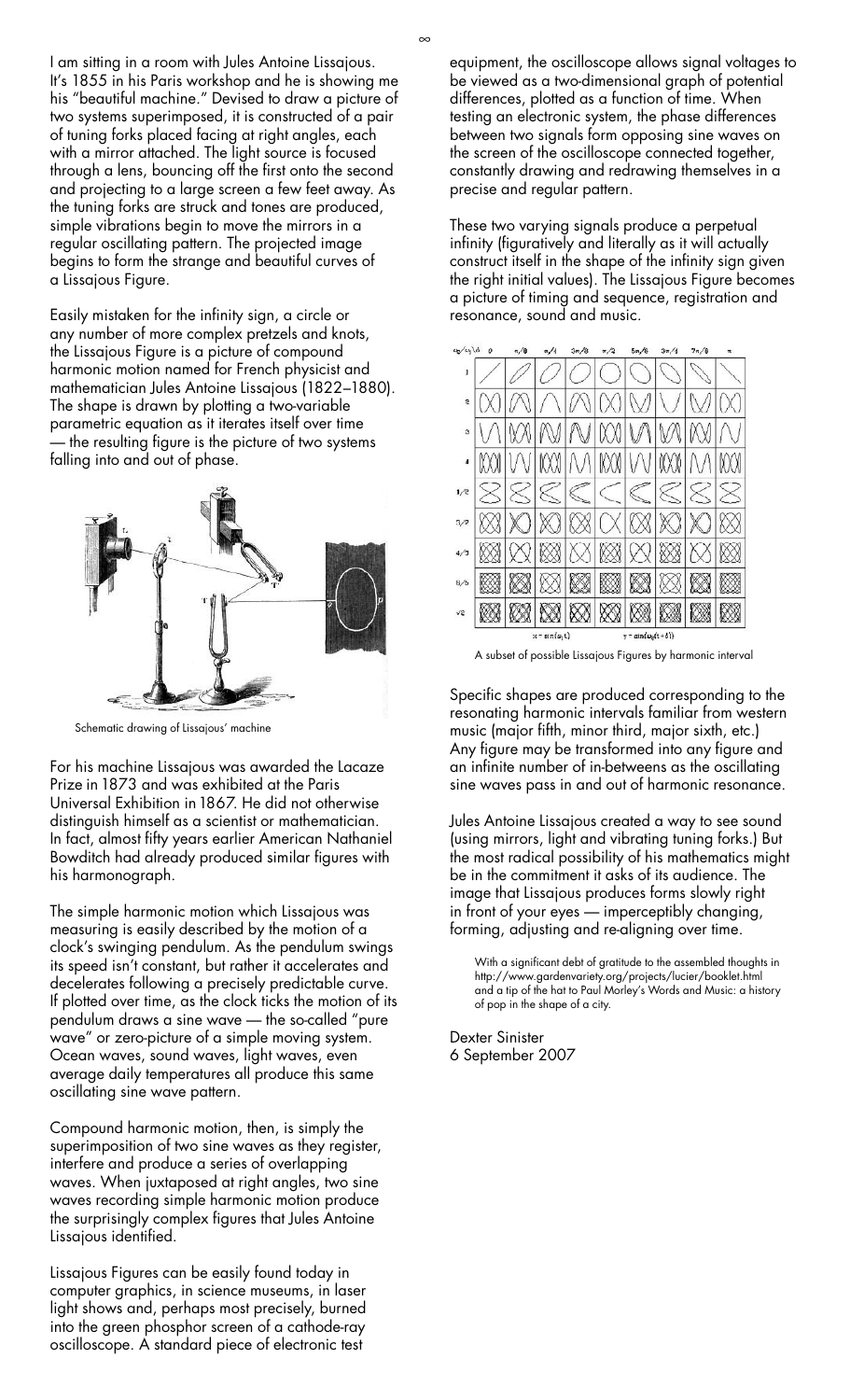I am sitting in a room with Jules Antoine Lissajous. It's 1855 in his Paris workshop and he is showing me his "beautiful machine." Devised to draw a picture of two systems superimposed, it is constructed of a pair of tuning forks placed facing at right angles, each with a mirror attached. The light source is focused through a lens, bouncing off the first onto the second and projecting to a large screen a few feet away. As the tuning forks are struck and tones are produced, simple vibrations begin to move the mirrors in a regular oscillating pattern. The projected image begins to form the strange and beautiful curves of a Lissajous Figure.

Easily mistaken for the infinity sign, a circle or any number of more complex pretzels and knots, the Lissajous Figure is a picture of compound harmonic motion named for French physicist and mathematician Jules Antoine Lissajous (1822–1880). The shape is drawn by plotting a two-variable parametric equation as it iterates itself over time — the resulting figure is the picture of two systems falling into and out of phase.

Schematic drawing of Lissajous' machine

For his machine Lissajous was awarded the Lacaze Prize in 1873 and was exhibited at the Paris Universal Exhibition in 1867. He did not otherwise distinguish himself as a scientist or mathematician. In fact, almost fifty years earlier American Nathaniel Bowditch had already produced similar figures with his harmonograph.

The simple harmonic motion which Lissajous was measuring is easily described by the motion of a clock's swinging pendulum. As the pendulum swings its speed isn't constant, but rather it accelerates and decelerates following a precisely predictable curve. If plotted over time, as the clock ticks the motion of its pendulum draws a sine wave — the so-called "pure wave" or zero-picture of a simple moving system. Ocean waves, sound waves, light waves, even average daily temperatures all produce this same oscillating sine wave pattern.

Compound harmonic motion, then, is simply the superimposition of two sine waves as they register, interfere and produce a series of overlapping waves. When juxtaposed at right angles, two sine waves recording simple harmonic motion produce the surprisingly complex figures that Jules Antoine Lissajous identified.

Lissajous Figures can be easily found today in computer graphics, in science museums, in laser light shows and, perhaps most precisely, burned into the green phosphor screen of a cathode-ray oscilloscope. A standard piece of electronic test equipment, the oscilloscope allows signal voltages to be viewed as a two-dimensional graph of potential differences, plotted as a function of time. When testing an electronic system, the phase differences between two signals form opposing sine waves on the screen of the oscilloscope connected together, constantly drawing and redrawing themselves in a precise and regular pattern.

These two varying signals produce a perpetual infinity (figuratively and literally as it will actually construct itself in the shape of the infinity sign given the right initial values). The Lissajous Figure becomes a picture of timing and sequence, registration and resonance, sound and music.

A subset of possible Lissajous Figures by harmonic interval

Specific shapes are produced corresponding to the resonating harmonic intervals familiar from western music (major fifth, minor third, major sixth, etc.) Any figure may be transformed into any figure and an infinite number of in-betweens as the oscillating sine waves pass in and out of harmonic resonance.

Jules Antoine Lissajous created a way to see sound (using mirrors, light and vibrating tuning forks.) But the most radical possibility of his mathematics might be in the commitment it asks of its audience. The image that Lissajous produces forms slowly right in front of your eyes — imperceptibly changing, forming, adjusting and re-aligning over time.

With a significant debt of gratitude to the assembled thoughts in http://www.gardenvariety.org/projects/lucier/booklet.html and a tip of the hat to Paul Morley's Words and Music: a history of pop in the shape of a city.

Dexter Sinister
6 September 2007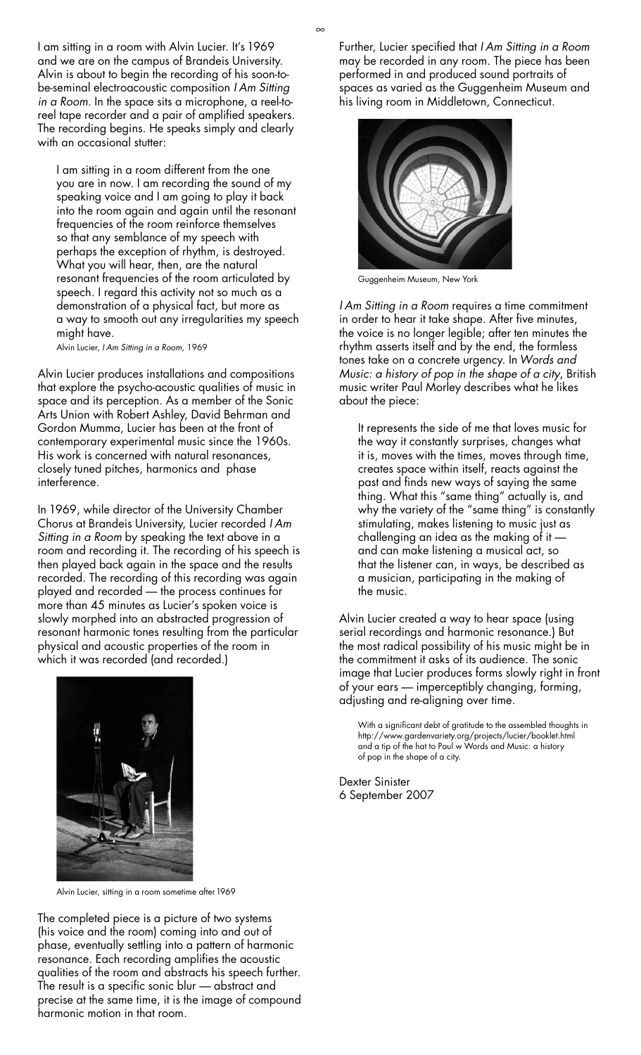I am sitting in a room with Alvin Lucier. It's 1969 and we are on the campus of Brandeis University. Alvin is about to begin the recording of his soon-to-be-seminal electroacoustic composition *I Am Sitting in a Room*. In the space sits a microphone, a reel-to-reel tape recorder and a pair of amplified speakers. The recording begins. He speaks simply and clearly with an occasional stutter:

> I am sitting in a room different from the one you are in now. I am recording the sound of my speaking voice and I am going to play it back into the room again and again until the resonant frequencies of the room reinforce themselves so that any semblance of my speech with perhaps the exception of rhythm, is destroyed. What you will hear, then, are the natural resonant frequencies of the room articulated by speech. I regard this activity not so much as a demonstration of a physical fact, but more as a way to smooth out any irregularities my speech might have.
>
> Alvin Lucier, *I Am Sitting in a Room*, 1969

Alvin Lucier produces installations and compositions that explore the psycho-acoustic qualities of music in space and its perception. As a member of the Sonic Arts Union with Robert Ashley, David Behrman and Gordon Mumma, Lucier has been at the front of contemporary experimental music since the 1960s. His work is concerned with natural resonances, closely tuned pitches, harmonics and phase interference.

In 1969, while director of the University Chamber Chorus at Brandeis University, Lucier recorded *I Am Sitting in a Room* by speaking the text above in a room and recording it. The recording of his speech is then played back again in the space and the results recorded. The recording of this recording was again played and recorded — the process continues for more than 45 minutes as Lucier's spoken voice is slowly morphed into an abstracted progression of resonant harmonic tones resulting from the particular physical and acoustic properties of the room in which it was recorded (and recorded.)

Alvin Lucier, sitting in a room sometime after 1969

The completed piece is a picture of two systems (his voice and the room) coming into and out of phase, eventually settling into a pattern of harmonic resonance. Each recording amplifies the acoustic qualities of the room and abstracts his speech further. The result is a specific sonic blur — abstract and precise at the same time, it is the image of compound harmonic motion in that room.

Further, Lucier specified that *I Am Sitting in a Room* may be recorded in any room. The piece has been performed in and produced sound portraits of spaces as varied as the Guggenheim Museum and his living room in Middletown, Connecticut.

Guggenheim Museum, New York

*I Am Sitting in a Room* requires a time commitment in order to hear it take shape. After five minutes, the voice is no longer legible; after ten minutes the rhythm asserts itself and by the end, the formless tones take on a concrete urgency. In *Words and Music: a history of pop in the shape of a city*, British music writer Paul Morley describes what he likes about the piece:

> It represents the side of me that loves music for the way it constantly surprises, changes what it is, moves with the times, moves through time, creates space within itself, reacts against the past and finds new ways of saying the same thing. What this "same thing" actually is, and why the variety of the "same thing" is constantly stimulating, makes listening to music just as challenging an idea as the making of it — and can make listening a musical act, so that the listener can, in ways, be described as a musician, participating in the making of the music.

Alvin Lucier created a way to hear space (using serial recordings and harmonic resonance.) But the most radical possibility of his music might be in the commitment it asks of its audience. The sonic image that Lucier produces forms slowly right in front of your ears — imperceptibly changing, forming, adjusting and re-aligning over time.

> With a significant debt of gratitude to the assembled thoughts in http://www.gardenvariety.org/projects/lucier/booklet.html and a tip of the hat to Paul w Words and Music: a history of pop in the shape of a city.

Dexter Sinister
6 September 2007